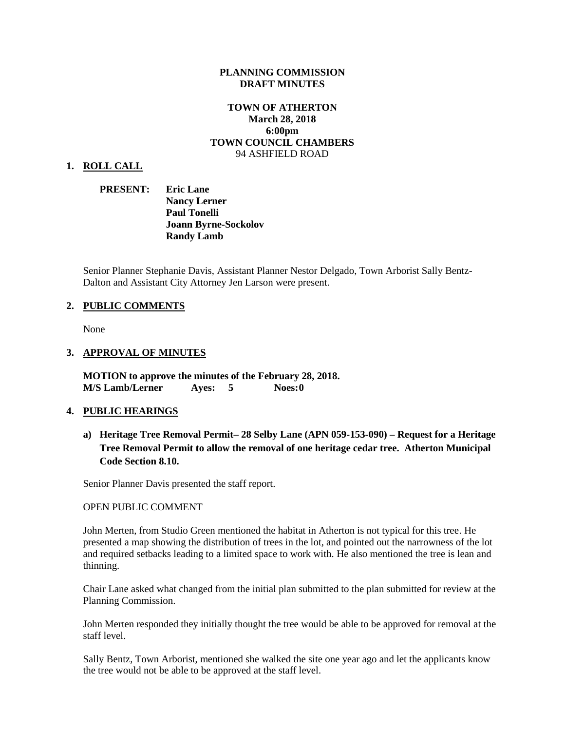**PLANNING COMMISSION**
**DRAFT MINUTES**

**TOWN OF ATHERTON**
**March 28, 2018**
**6:00pm**
**TOWN COUNCIL CHAMBERS**
94 ASHFIELD ROAD

## 1. ROLL CALL

**PRESENT:** **Eric Lane**
**Nancy Lerner**
**Paul Tonelli**
**Joann Byrne-Sockolov**
**Randy Lamb**

Senior Planner Stephanie Davis, Assistant Planner Nestor Delgado, Town Arborist Sally Bentz-Dalton and Assistant City Attorney Jen Larson were present.

## 2. PUBLIC COMMENTS

None

## 3. APPROVAL OF MINUTES

**MOTION to approve the minutes of the February 28, 2018.**
**M/S Lamb/Lerner Ayes: 5 Noes: 0**

## 4. PUBLIC HEARINGS

**a) Heritage Tree Removal Permit– 28 Selby Lane (APN 059-153-090) – Request for a Heritage Tree Removal Permit to allow the removal of one heritage cedar tree. Atherton Municipal Code Section 8.10.**

Senior Planner Davis presented the staff report.

OPEN PUBLIC COMMENT

John Merten, from Studio Green mentioned the habitat in Atherton is not typical for this tree. He presented a map showing the distribution of trees in the lot, and pointed out the narrowness of the lot and required setbacks leading to a limited space to work with. He also mentioned the tree is lean and thinning.

Chair Lane asked what changed from the initial plan submitted to the plan submitted for review at the Planning Commission.

John Merten responded they initially thought the tree would be able to be approved for removal at the staff level.

Sally Bentz, Town Arborist, mentioned she walked the site one year ago and let the applicants know the tree would not be able to be approved at the staff level.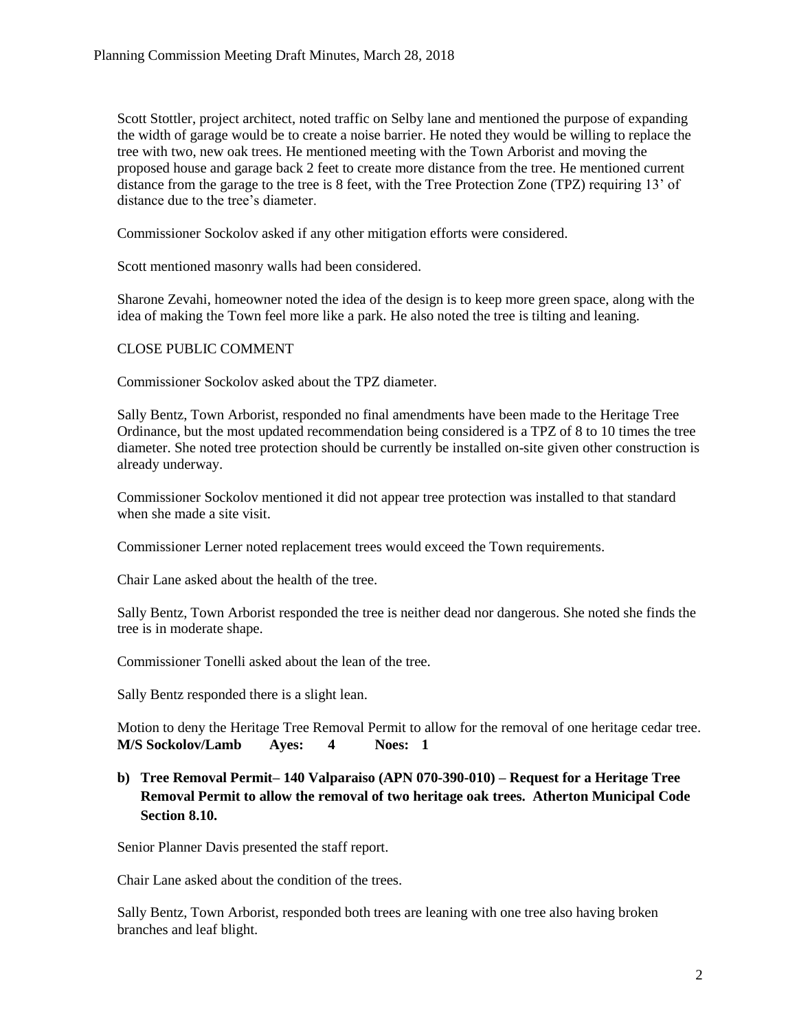Scott Stottler, project architect, noted traffic on Selby lane and mentioned the purpose of expanding the width of garage would be to create a noise barrier. He noted they would be willing to replace the tree with two, new oak trees. He mentioned meeting with the Town Arborist and moving the proposed house and garage back 2 feet to create more distance from the tree. He mentioned current distance from the garage to the tree is 8 feet, with the Tree Protection Zone (TPZ) requiring 13' of distance due to the tree's diameter.

Commissioner Sockolov asked if any other mitigation efforts were considered.

Scott mentioned masonry walls had been considered.

Sharone Zevahi, homeowner noted the idea of the design is to keep more green space, along with the idea of making the Town feel more like a park. He also noted the tree is tilting and leaning.

CLOSE PUBLIC COMMENT

Commissioner Sockolov asked about the TPZ diameter.

Sally Bentz, Town Arborist, responded no final amendments have been made to the Heritage Tree Ordinance, but the most updated recommendation being considered is a TPZ of 8 to 10 times the tree diameter. She noted tree protection should be currently be installed on-site given other construction is already underway.

Commissioner Sockolov mentioned it did not appear tree protection was installed to that standard when she made a site visit.

Commissioner Lerner noted replacement trees would exceed the Town requirements.

Chair Lane asked about the health of the tree.

Sally Bentz, Town Arborist responded the tree is neither dead nor dangerous. She noted she finds the tree is in moderate shape.

Commissioner Tonelli asked about the lean of the tree.

Sally Bentz responded there is a slight lean.

Motion to deny the Heritage Tree Removal Permit to allow for the removal of one heritage cedar tree.
**M/S Sockolov/Lamb Ayes: 4 Noes: 1**

**b) Tree Removal Permit– 140 Valparaiso (APN 070-390-010) – Request for a Heritage Tree Removal Permit to allow the removal of two heritage oak trees. Atherton Municipal Code Section 8.10.**

Senior Planner Davis presented the staff report.

Chair Lane asked about the condition of the trees.

Sally Bentz, Town Arborist, responded both trees are leaning with one tree also having broken branches and leaf blight.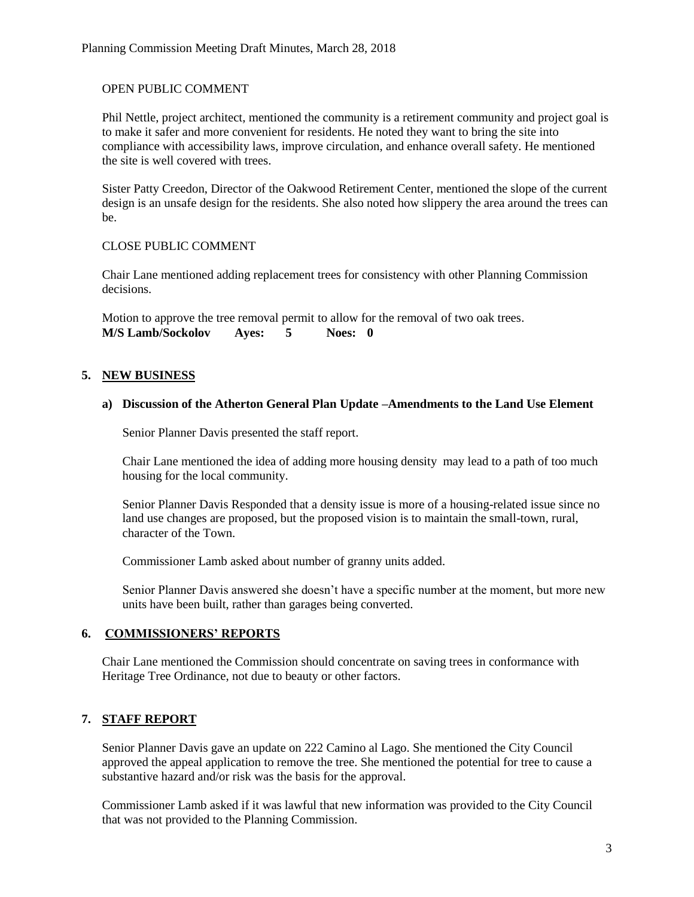OPEN PUBLIC COMMENT

Phil Nettle, project architect, mentioned the community is a retirement community and project goal is to make it safer and more convenient for residents. He noted they want to bring the site into compliance with accessibility laws, improve circulation, and enhance overall safety. He mentioned the site is well covered with trees.

Sister Patty Creedon, Director of the Oakwood Retirement Center, mentioned the slope of the current design is an unsafe design for the residents. She also noted how slippery the area around the trees can be.

CLOSE PUBLIC COMMENT

Chair Lane mentioned adding replacement trees for consistency with other Planning Commission decisions.

Motion to approve the tree removal permit to allow for the removal of two oak trees.
**M/S Lamb/Sockolov Ayes: 5 Noes: 0**

## 5. NEW BUSINESS

### a) Discussion of the Atherton General Plan Update –Amendments to the Land Use Element

Senior Planner Davis presented the staff report.

Chair Lane mentioned the idea of adding more housing density may lead to a path of too much housing for the local community.

Senior Planner Davis Responded that a density issue is more of a housing-related issue since no land use changes are proposed, but the proposed vision is to maintain the small-town, rural, character of the Town.

Commissioner Lamb asked about number of granny units added.

Senior Planner Davis answered she doesn't have a specific number at the moment, but more new units have been built, rather than garages being converted.

## 6. COMMISSIONERS' REPORTS

Chair Lane mentioned the Commission should concentrate on saving trees in conformance with Heritage Tree Ordinance, not due to beauty or other factors.

## 7. STAFF REPORT

Senior Planner Davis gave an update on 222 Camino al Lago. She mentioned the City Council approved the appeal application to remove the tree. She mentioned the potential for tree to cause a substantive hazard and/or risk was the basis for the approval.

Commissioner Lamb asked if it was lawful that new information was provided to the City Council that was not provided to the Planning Commission.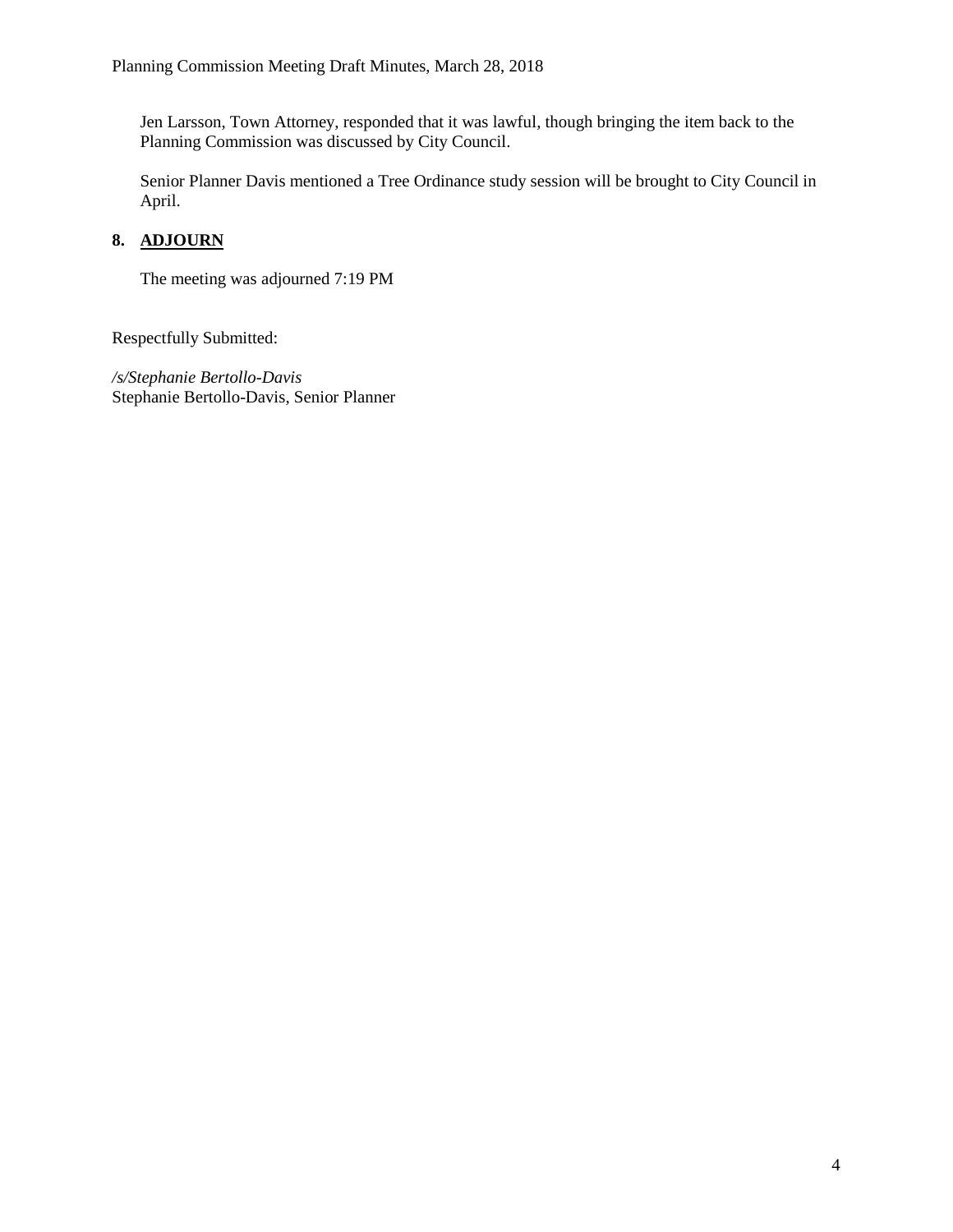Jen Larsson, Town Attorney, responded that it was lawful, though bringing the item back to the Planning Commission was discussed by City Council.

Senior Planner Davis mentioned a Tree Ordinance study session will be brought to City Council in April.

## 8. ADJOURN

The meeting was adjourned 7:19 PM

Respectfully Submitted:

*/s/Stephanie Bertollo-Davis*
Stephanie Bertollo-Davis, Senior Planner